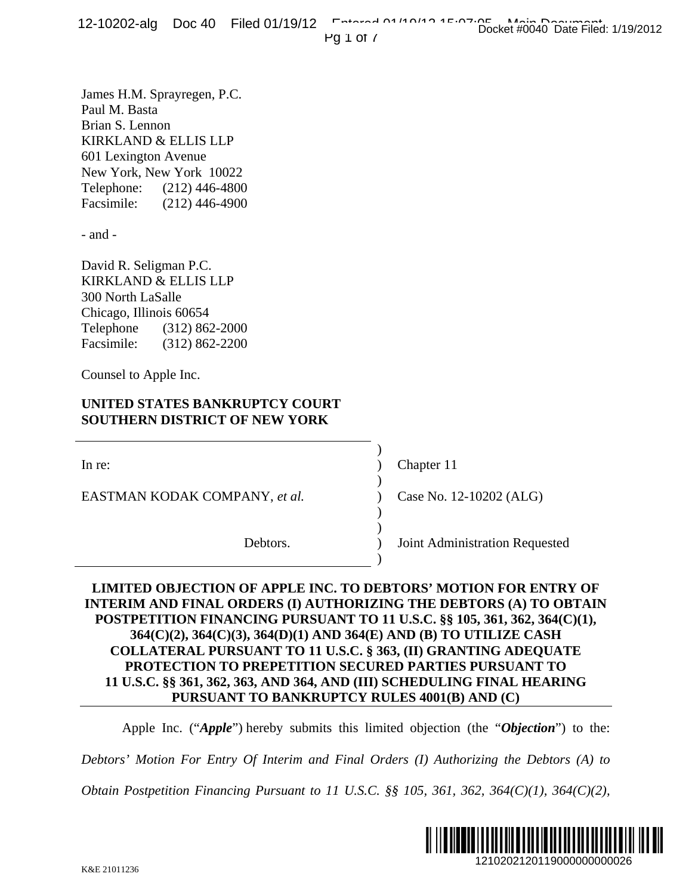James H.M. Sprayregen, P.C.
Paul M. Basta
Brian S. Lennon
KIRKLAND & ELLIS LLP
601 Lexington Avenue
New York, New York 10022
Telephone: (212) 446-4800
Facsimile: (212) 446-4900

- and -

David R. Seligman P.C.
KIRKLAND & ELLIS LLP
300 North LaSalle
Chicago, Illinois 60654
Telephone (312) 862-2000
Facsimile: (312) 862-2200

Counsel to Apple Inc.

**UNITED STATES BANKRUPTCY COURT**
**SOUTHERN DISTRICT OF NEW YORK**

| | | |
|---|---|---|
| In re: | ) | Chapter 11 |
| EASTMAN KODAK COMPANY, *et al.* | ) | Case No. 12-10202 (ALG) |
| Debtors. | ) | Joint Administration Requested |

**LIMITED OBJECTION OF APPLE INC. TO DEBTORS' MOTION FOR ENTRY OF INTERIM AND FINAL ORDERS (I) AUTHORIZING THE DEBTORS (A) TO OBTAIN POSTPETITION FINANCING PURSUANT TO 11 U.S.C. §§ 105, 361, 362, 364(C)(1), 364(C)(2), 364(C)(3), 364(D)(1) AND 364(E) AND (B) TO UTILIZE CASH COLLATERAL PURSUANT TO 11 U.S.C. § 363, (II) GRANTING ADEQUATE PROTECTION TO PREPETITION SECURED PARTIES PURSUANT TO 11 U.S.C. §§ 361, 362, 363, AND 364, AND (III) SCHEDULING FINAL HEARING PURSUANT TO BANKRUPTCY RULES 4001(B) AND (C)**

Apple Inc. ("***Apple***") hereby submits this limited objection (the "***Objection***") to the: *Debtors' Motion For Entry Of Interim and Final Orders (I) Authorizing the Debtors (A) to Obtain Postpetition Financing Pursuant to 11 U.S.C. §§ 105, 361, 362, 364(C)(1), 364(C)(2),*

K&E 21011236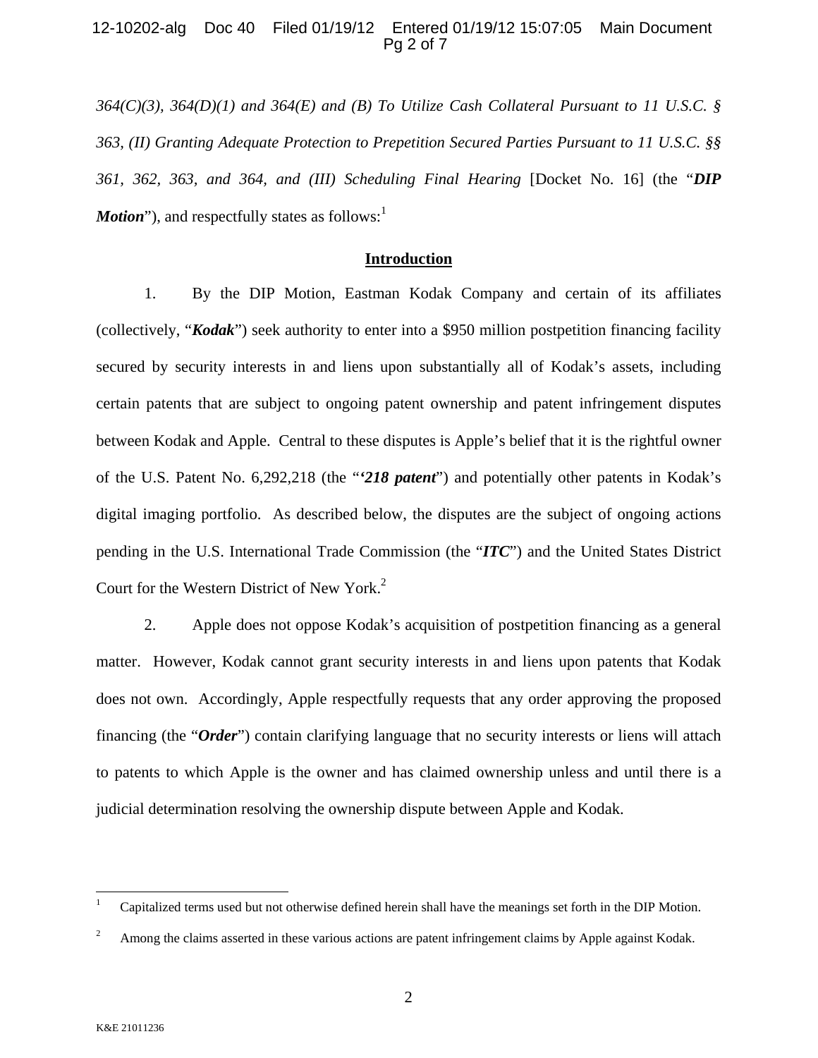*364(C)(3), 364(D)(1) and 364(E) and (B) To Utilize Cash Collateral Pursuant to 11 U.S.C. § 363, (II) Granting Adequate Protection to Prepetition Secured Parties Pursuant to 11 U.S.C. §§ 361, 362, 363, and 364, and (III) Scheduling Final Hearing* [Docket No. 16] (the "***DIP Motion***"), and respectfully states as follows:[1]

## Introduction

1. By the DIP Motion, Eastman Kodak Company and certain of its affiliates (collectively, "***Kodak***") seek authority to enter into a $950 million postpetition financing facility secured by security interests in and liens upon substantially all of Kodak's assets, including certain patents that are subject to ongoing patent ownership and patent infringement disputes between Kodak and Apple. Central to these disputes is Apple's belief that it is the rightful owner of the U.S. Patent No. 6,292,218 (the "***'218 patent***") and potentially other patents in Kodak's digital imaging portfolio. As described below, the disputes are the subject of ongoing actions pending in the U.S. International Trade Commission (the "***ITC***") and the United States District Court for the Western District of New York.[2]

2. Apple does not oppose Kodak's acquisition of postpetition financing as a general matter. However, Kodak cannot grant security interests in and liens upon patents that Kodak does not own. Accordingly, Apple respectfully requests that any order approving the proposed financing (the "***Order***") contain clarifying language that no security interests or liens will attach to patents to which Apple is the owner and has claimed ownership unless and until there is a judicial determination resolving the ownership dispute between Apple and Kodak.

---

[1] Capitalized terms used but not otherwise defined herein shall have the meanings set forth in the DIP Motion.

[2] Among the claims asserted in these various actions are patent infringement claims by Apple against Kodak.

K&E 21011236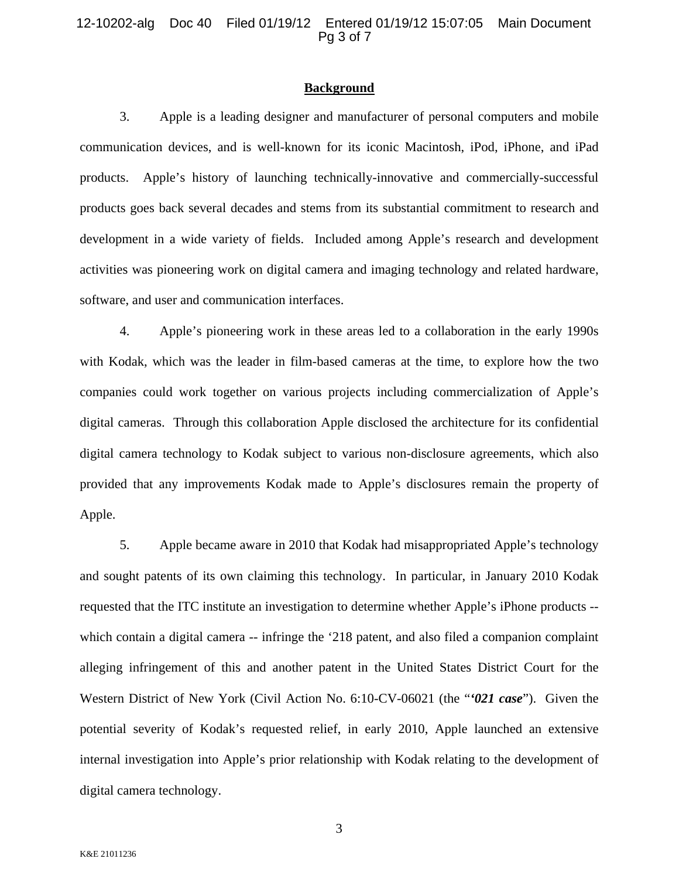## Background

3. Apple is a leading designer and manufacturer of personal computers and mobile communication devices, and is well-known for its iconic Macintosh, iPod, iPhone, and iPad products. Apple's history of launching technically-innovative and commercially-successful products goes back several decades and stems from its substantial commitment to research and development in a wide variety of fields. Included among Apple's research and development activities was pioneering work on digital camera and imaging technology and related hardware, software, and user and communication interfaces.

4. Apple's pioneering work in these areas led to a collaboration in the early 1990s with Kodak, which was the leader in film-based cameras at the time, to explore how the two companies could work together on various projects including commercialization of Apple's digital cameras. Through this collaboration Apple disclosed the architecture for its confidential digital camera technology to Kodak subject to various non-disclosure agreements, which also provided that any improvements Kodak made to Apple's disclosures remain the property of Apple.

5. Apple became aware in 2010 that Kodak had misappropriated Apple's technology and sought patents of its own claiming this technology. In particular, in January 2010 Kodak requested that the ITC institute an investigation to determine whether Apple's iPhone products -- which contain a digital camera -- infringe the '218 patent, and also filed a companion complaint alleging infringement of this and another patent in the United States District Court for the Western District of New York (Civil Action No. 6:10-CV-06021 (the "***'021 case***"). Given the potential severity of Kodak's requested relief, in early 2010, Apple launched an extensive internal investigation into Apple's prior relationship with Kodak relating to the development of digital camera technology.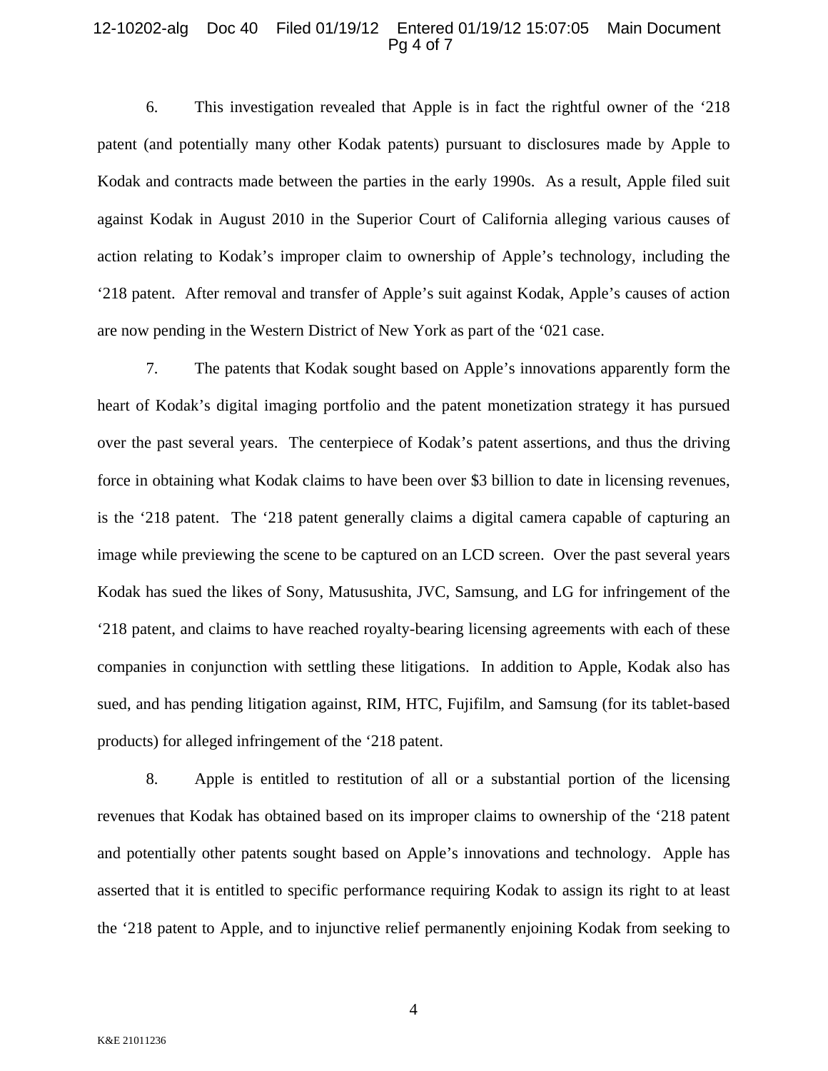6. This investigation revealed that Apple is in fact the rightful owner of the '218 patent (and potentially many other Kodak patents) pursuant to disclosures made by Apple to Kodak and contracts made between the parties in the early 1990s. As a result, Apple filed suit against Kodak in August 2010 in the Superior Court of California alleging various causes of action relating to Kodak's improper claim to ownership of Apple's technology, including the '218 patent. After removal and transfer of Apple's suit against Kodak, Apple's causes of action are now pending in the Western District of New York as part of the '021 case.

7. The patents that Kodak sought based on Apple's innovations apparently form the heart of Kodak's digital imaging portfolio and the patent monetization strategy it has pursued over the past several years. The centerpiece of Kodak's patent assertions, and thus the driving force in obtaining what Kodak claims to have been over $3 billion to date in licensing revenues, is the '218 patent. The '218 patent generally claims a digital camera capable of capturing an image while previewing the scene to be captured on an LCD screen. Over the past several years Kodak has sued the likes of Sony, Matusushita, JVC, Samsung, and LG for infringement of the '218 patent, and claims to have reached royalty-bearing licensing agreements with each of these companies in conjunction with settling these litigations. In addition to Apple, Kodak also has sued, and has pending litigation against, RIM, HTC, Fujifilm, and Samsung (for its tablet-based products) for alleged infringement of the '218 patent.

8. Apple is entitled to restitution of all or a substantial portion of the licensing revenues that Kodak has obtained based on its improper claims to ownership of the '218 patent and potentially other patents sought based on Apple's innovations and technology. Apple has asserted that it is entitled to specific performance requiring Kodak to assign its right to at least the '218 patent to Apple, and to injunctive relief permanently enjoining Kodak from seeking to

K&E 21011236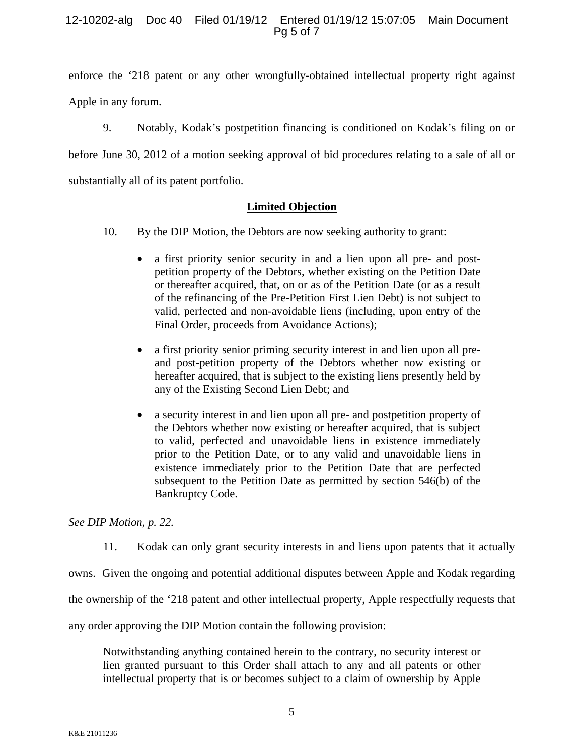enforce the '218 patent or any other wrongfully-obtained intellectual property right against Apple in any forum.

9. Notably, Kodak's postpetition financing is conditioned on Kodak's filing on or before June 30, 2012 of a motion seeking approval of bid procedures relating to a sale of all or substantially all of its patent portfolio.

## Limited Objection

10. By the DIP Motion, the Debtors are now seeking authority to grant:

- a first priority senior security in and a lien upon all pre- and post-petition property of the Debtors, whether existing on the Petition Date or thereafter acquired, that, on or as of the Petition Date (or as a result of the refinancing of the Pre-Petition First Lien Debt) is not subject to valid, perfected and non-avoidable liens (including, upon entry of the Final Order, proceeds from Avoidance Actions);

- a first priority senior priming security interest in and lien upon all pre- and post-petition property of the Debtors whether now existing or hereafter acquired, that is subject to the existing liens presently held by any of the Existing Second Lien Debt; and

- a security interest in and lien upon all pre- and postpetition property of the Debtors whether now existing or hereafter acquired, that is subject to valid, perfected and unavoidable liens in existence immediately prior to the Petition Date, or to any valid and unavoidable liens in existence immediately prior to the Petition Date that are perfected subsequent to the Petition Date as permitted by section 546(b) of the Bankruptcy Code.

*See DIP Motion, p. 22.*

11. Kodak can only grant security interests in and liens upon patents that it actually owns. Given the ongoing and potential additional disputes between Apple and Kodak regarding the ownership of the '218 patent and other intellectual property, Apple respectfully requests that any order approving the DIP Motion contain the following provision:

> Notwithstanding anything contained herein to the contrary, no security interest or lien granted pursuant to this Order shall attach to any and all patents or other intellectual property that is or becomes subject to a claim of ownership by Apple

K&E 21011236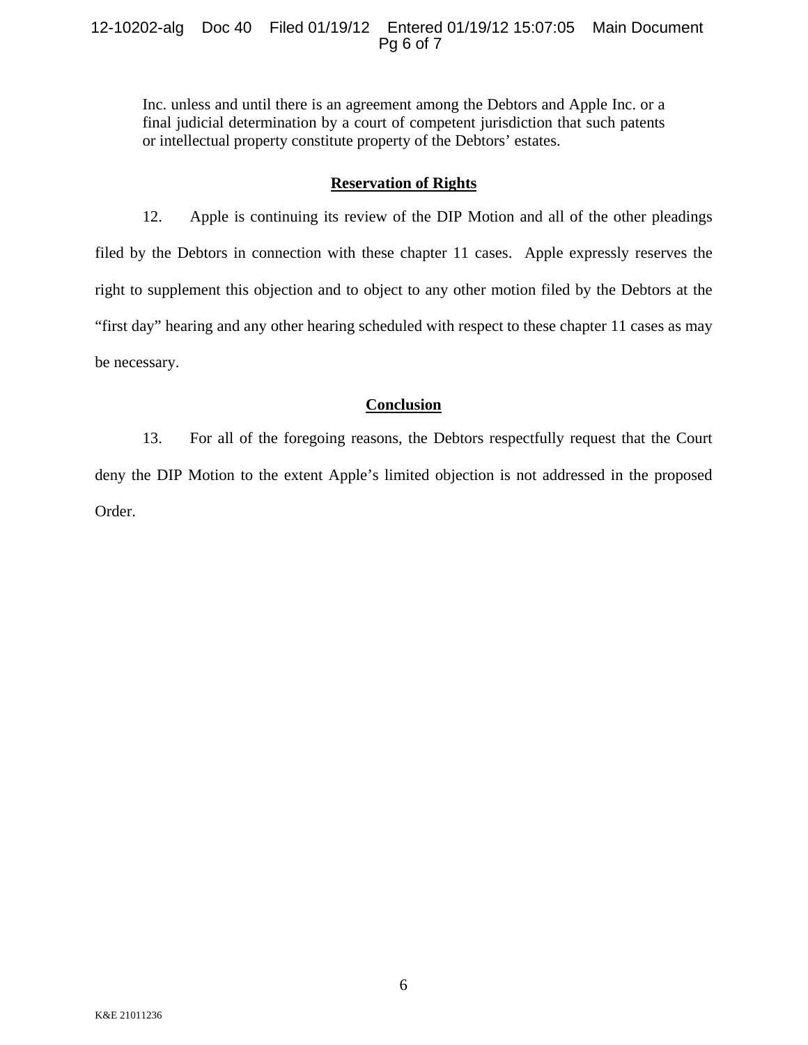Inc. unless and until there is an agreement among the Debtors and Apple Inc. or a final judicial determination by a court of competent jurisdiction that such patents or intellectual property constitute property of the Debtors' estates.

## Reservation of Rights

12. Apple is continuing its review of the DIP Motion and all of the other pleadings filed by the Debtors in connection with these chapter 11 cases. Apple expressly reserves the right to supplement this objection and to object to any other motion filed by the Debtors at the "first day" hearing and any other hearing scheduled with respect to these chapter 11 cases as may be necessary.

## Conclusion

13. For all of the foregoing reasons, the Debtors respectfully request that the Court deny the DIP Motion to the extent Apple's limited objection is not addressed in the proposed Order.

K&E 21011236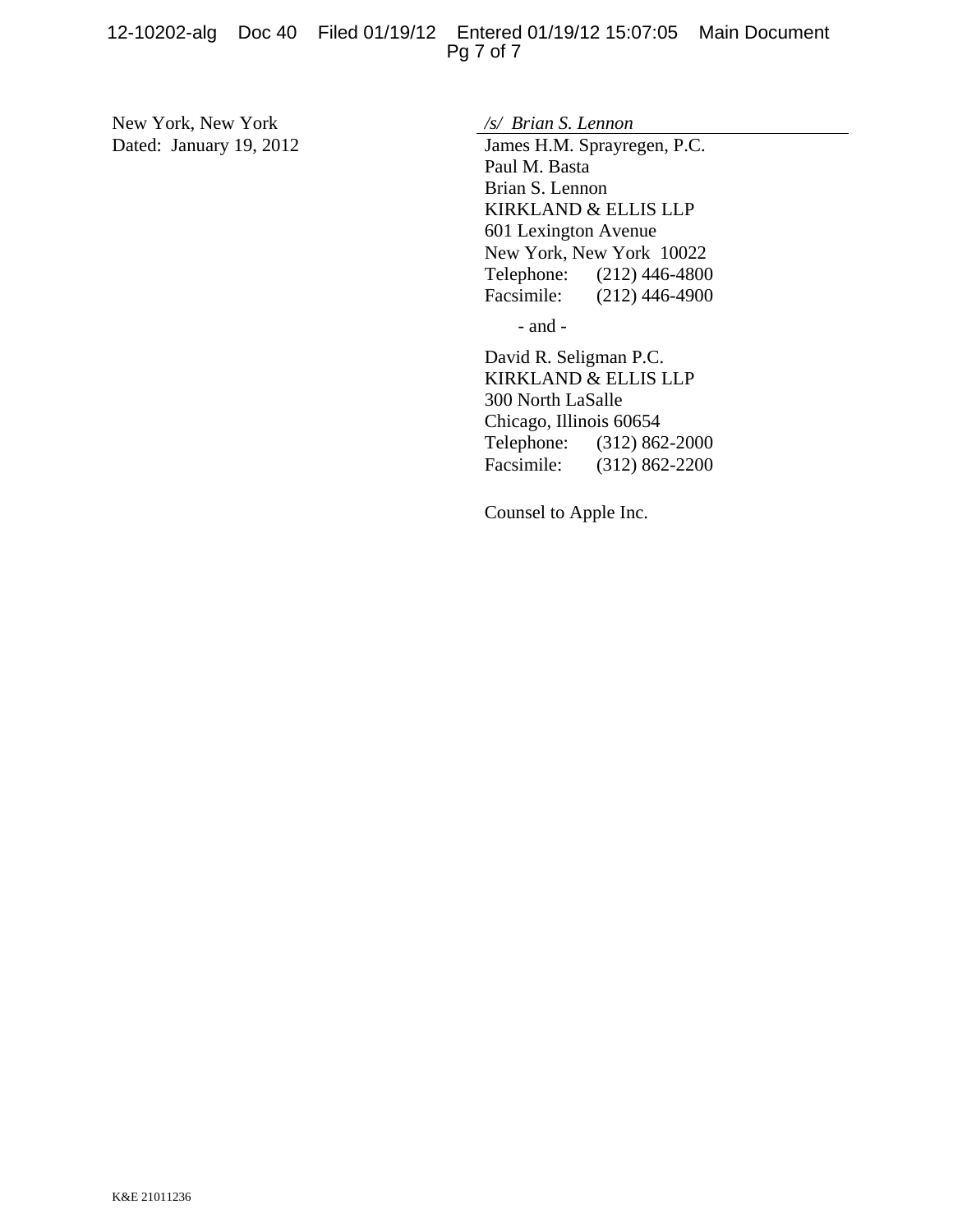New York, New York
Dated: January 19, 2012

*/s/ Brian S. Lennon*

James H.M. Sprayregen, P.C.
Paul M. Basta
Brian S. Lennon
KIRKLAND & ELLIS LLP
601 Lexington Avenue
New York, New York 10022
Telephone: (212) 446-4800
Facsimile: (212) 446-4900

\- and -

David R. Seligman P.C.
KIRKLAND & ELLIS LLP
300 North LaSalle
Chicago, Illinois 60654
Telephone: (312) 862-2000
Facsimile: (312) 862-2200

Counsel to Apple Inc.

K&E 21011236